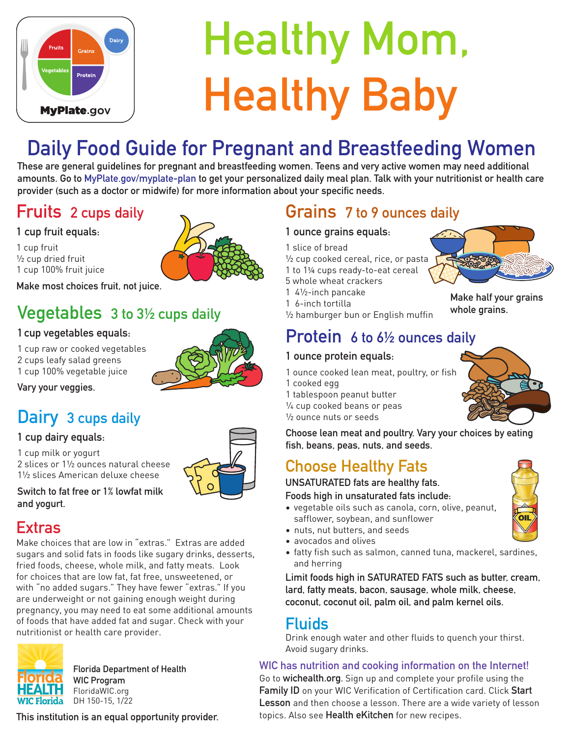# Healthy Mom, Healthy Baby

MyPlate.gov

## Daily Food Guide for Pregnant and Breastfeeding Women

These are general guidelines for pregnant and breastfeeding women. Teens and very active women may need additional amounts. Go to MyPlate.gov/myplate-plan to get your personalized daily meal plan. Talk with your nutritionist or health care provider (such as a doctor or midwife) for more information about your specific needs.

### Fruits 2 cups daily

**1 cup fruit equals:**

1 cup fruit
½ cup dried fruit
1 cup 100% fruit juice

**Make most choices fruit, not juice.**

### Vegetables 3 to 3½ cups daily

**1 cup vegetables equals:**

1 cup raw or cooked vegetables
2 cups leafy salad greens
1 cup 100% vegetable juice

**Vary your veggies.**

### Dairy 3 cups daily

**1 cup dairy equals:**

1 cup milk or yogurt
2 slices or 1½ ounces natural cheese
1½ slices American deluxe cheese

**Switch to fat free or 1% lowfat milk and yogurt.**

### Extras

Make choices that are low in "extras." Extras are added sugars and solid fats in foods like sugary drinks, desserts, fried foods, cheese, whole milk, and fatty meats. Look for choices that are low fat, fat free, unsweetened, or with "no added sugars." They have fewer "extras." If you are underweight or not gaining enough weight during pregnancy, you may need to eat some additional amounts of foods that have added fat and sugar. Check with your nutritionist or health care provider.

### Grains 7 to 9 ounces daily

**1 ounce grains equals:**

1 slice of bread
½ cup cooked cereal, rice, or pasta
1 to 1¼ cups ready-to-eat cereal
5 whole wheat crackers
1 4½-inch pancake
1 6-inch tortilla
½ hamburger bun or English muffin

**Make half your grains whole grains.**

### Protein 6 to 6½ ounces daily

**1 ounce protein equals:**

1 ounce cooked lean meat, poultry, or fish
1 cooked egg
1 tablespoon peanut butter
¼ cup cooked beans or peas
½ ounce nuts or seeds

**Choose lean meat and poultry. Vary your choices by eating fish, beans, peas, nuts, and seeds.**

### Choose Healthy Fats

**UNSATURATED fats are healthy fats.**

**Foods high in unsaturated fats include:**

- vegetable oils such as canola, corn, olive, peanut, safflower, soybean, and sunflower
- nuts, nut butters, and seeds
- avocados and olives
- fatty fish such as salmon, canned tuna, mackerel, sardines, and herring

**Limit foods high in SATURATED FATS such as butter, cream, lard, fatty meats, bacon, sausage, whole milk, cheese, coconut, coconut oil, palm oil, and palm kernel oils.**

### Fluids

Drink enough water and other fluids to quench your thirst. Avoid sugary drinks.

**WIC has nutrition and cooking information on the Internet!**

Go to **wichealth.org**. Sign up and complete your profile using the **Family ID** on your WIC Verification of Certification card. Click **Start Lesson** and then choose a lesson. There are a wide variety of lesson topics. Also see **Health eKitchen** for new recipes.

Florida HEALTH WIC Florida

**Florida Department of Health**
**WIC Program**
FloridaWIC.org
DH 150-15, 1/22

This institution is an equal opportunity provider.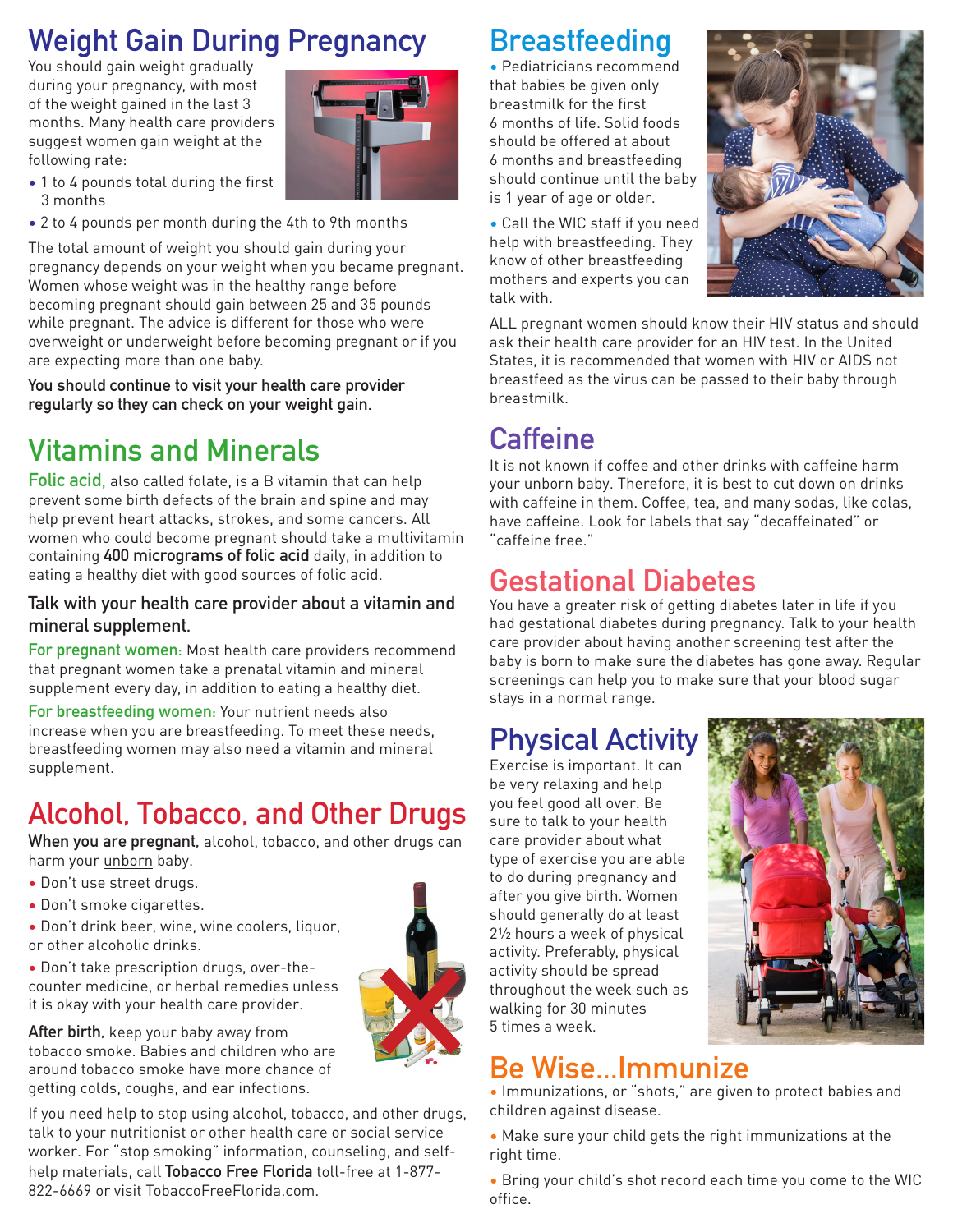# Weight Gain During Pregnancy

You should gain weight gradually during your pregnancy, with most of the weight gained in the last 3 months. Many health care providers suggest women gain weight at the following rate:

- 1 to 4 pounds total during the first 3 months
- 2 to 4 pounds per month during the 4th to 9th months

The total amount of weight you should gain during your pregnancy depends on your weight when you became pregnant. Women whose weight was in the healthy range before becoming pregnant should gain between 25 and 35 pounds while pregnant. The advice is different for those who were overweight or underweight before becoming pregnant or if you are expecting more than one baby.

**You should continue to visit your health care provider regularly so they can check on your weight gain.**

# Vitamins and Minerals

**Folic acid,** also called folate, is a B vitamin that can help prevent some birth defects of the brain and spine and may help prevent heart attacks, strokes, and some cancers. All women who could become pregnant should take a multivitamin containing **400 micrograms of folic acid** daily, in addition to eating a healthy diet with good sources of folic acid.

**Talk with your health care provider about a vitamin and mineral supplement.**

**For pregnant women:** Most health care providers recommend that pregnant women take a prenatal vitamin and mineral supplement every day, in addition to eating a healthy diet.

**For breastfeeding women:** Your nutrient needs also increase when you are breastfeeding. To meet these needs, breastfeeding women may also need a vitamin and mineral supplement.

# Alcohol, Tobacco, and Other Drugs

**When you are pregnant,** alcohol, tobacco, and other drugs can harm your unborn baby.

- Don't use street drugs.
- Don't smoke cigarettes.
- Don't drink beer, wine, wine coolers, liquor, or other alcoholic drinks.
- Don't take prescription drugs, over-the-counter medicine, or herbal remedies unless it is okay with your health care provider.

**After birth,** keep your baby away from tobacco smoke. Babies and children who are around tobacco smoke have more chance of getting colds, coughs, and ear infections.

If you need help to stop using alcohol, tobacco, and other drugs, talk to your nutritionist or other health care or social service worker. For "stop smoking" information, counseling, and self-help materials, call **Tobacco Free Florida** toll-free at 1-877-822-6669 or visit TobaccoFreeFlorida.com.

# Breastfeeding

- Pediatricians recommend that babies be given only breastmilk for the first 6 months of life. Solid foods should be offered at about 6 months and breastfeeding should continue until the baby is 1 year of age or older.
- Call the WIC staff if you need help with breastfeeding. They know of other breastfeeding mothers and experts you can talk with.

ALL pregnant women should know their HIV status and should ask their health care provider for an HIV test. In the United States, it is recommended that women with HIV or AIDS not breastfeed as the virus can be passed to their baby through breastmilk.

# Caffeine

It is not known if coffee and other drinks with caffeine harm your unborn baby. Therefore, it is best to cut down on drinks with caffeine in them. Coffee, tea, and many sodas, like colas, have caffeine. Look for labels that say "decaffeinated" or "caffeine free."

# Gestational Diabetes

You have a greater risk of getting diabetes later in life if you had gestational diabetes during pregnancy. Talk to your health care provider about having another screening test after the baby is born to make sure the diabetes has gone away. Regular screenings can help you to make sure that your blood sugar stays in a normal range.

# Physical Activity

Exercise is important. It can be very relaxing and help you feel good all over. Be sure to talk to your health care provider about what type of exercise you are able to do during pregnancy and after you give birth. Women should generally do at least 2½ hours a week of physical activity. Preferably, physical activity should be spread throughout the week such as walking for 30 minutes 5 times a week.

# Be Wise...Immunize

- Immunizations, or "shots," are given to protect babies and children against disease.
- Make sure your child gets the right immunizations at the right time.
- Bring your child's shot record each time you come to the WIC office.